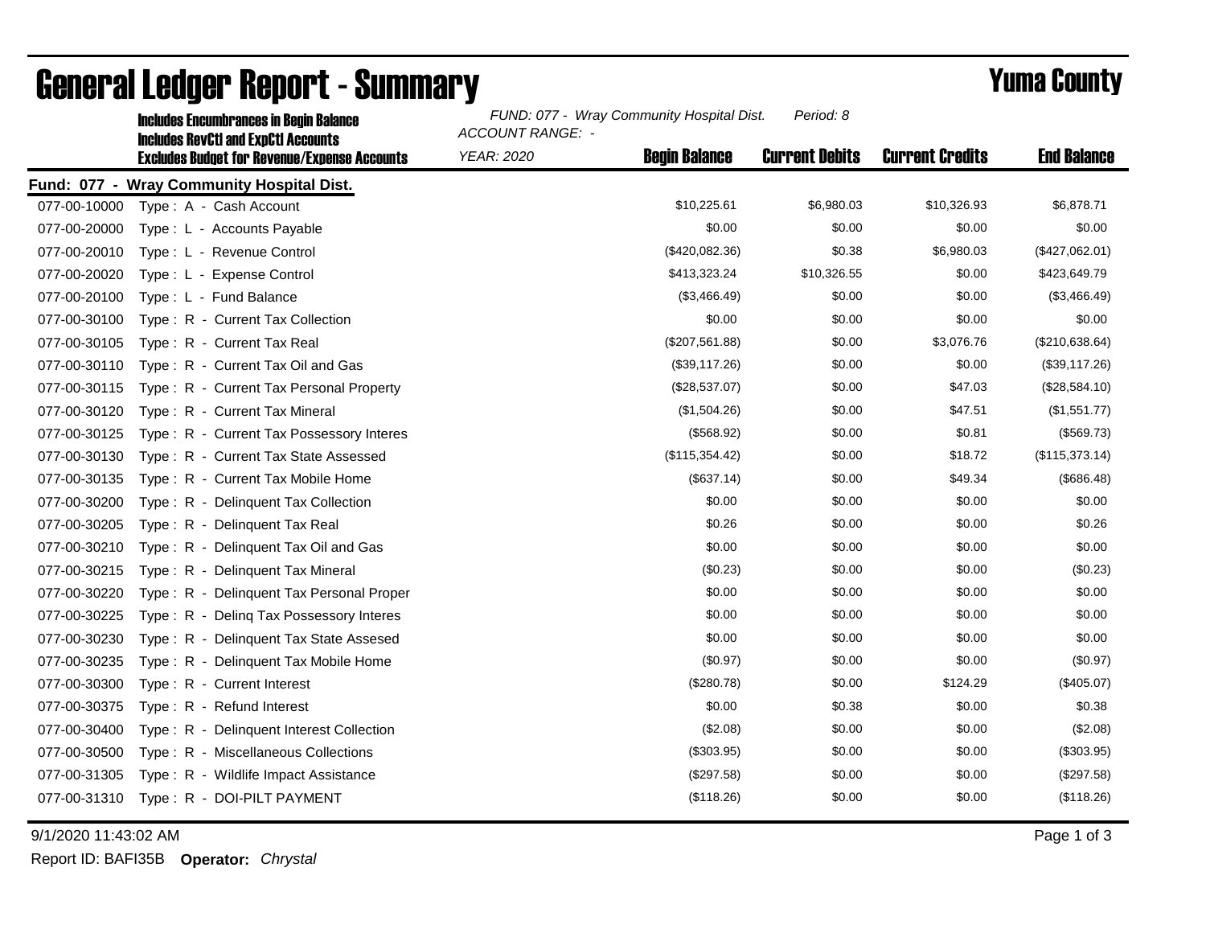# General Ledger Report - Summary

## Yuma County

**Includes Encumbrances in Begin Balance**
**Includes RevCtl and ExpCtl Accounts**
**Excludes Budget for Revenue/Expense Accounts**

*FUND: 077 - Wray Community Hospital Dist.* *Period: 8*
*ACCOUNT RANGE: -*
*YEAR: 2020*

| | | Begin Balance | Current Debits | Current Credits | End Balance |
|---|---|---|---|---|---|
| **Fund: 077 - Wray Community Hospital Dist.** | | | | | |
| 077-00-10000 | Type : A - Cash Account | $10,225.61 | $6,980.03 | $10,326.93 | $6,878.71 |
| 077-00-20000 | Type : L - Accounts Payable | $0.00 | $0.00 | $0.00 | $0.00 |
| 077-00-20010 | Type : L - Revenue Control | ($420,082.36) | $0.38 | $6,980.03 | ($427,062.01) |
| 077-00-20020 | Type : L - Expense Control | $413,323.24 | $10,326.55 | $0.00 | $423,649.79 |
| 077-00-20100 | Type : L - Fund Balance | ($3,466.49) | $0.00 | $0.00 | ($3,466.49) |
| 077-00-30100 | Type : R - Current Tax Collection | $0.00 | $0.00 | $0.00 | $0.00 |
| 077-00-30105 | Type : R - Current Tax Real | ($207,561.88) | $0.00 | $3,076.76 | ($210,638.64) |
| 077-00-30110 | Type : R - Current Tax Oil and Gas | ($39,117.26) | $0.00 | $0.00 | ($39,117.26) |
| 077-00-30115 | Type : R - Current Tax Personal Property | ($28,537.07) | $0.00 | $47.03 | ($28,584.10) |
| 077-00-30120 | Type : R - Current Tax Mineral | ($1,504.26) | $0.00 | $47.51 | ($1,551.77) |
| 077-00-30125 | Type : R - Current Tax Possessory Interes | ($568.92) | $0.00 | $0.81 | ($569.73) |
| 077-00-30130 | Type : R - Current Tax State Assessed | ($115,354.42) | $0.00 | $18.72 | ($115,373.14) |
| 077-00-30135 | Type : R - Current Tax Mobile Home | ($637.14) | $0.00 | $49.34 | ($686.48) |
| 077-00-30200 | Type : R - Delinquent Tax Collection | $0.00 | $0.00 | $0.00 | $0.00 |
| 077-00-30205 | Type : R - Delinquent Tax Real | $0.26 | $0.00 | $0.00 | $0.26 |
| 077-00-30210 | Type : R - Delinquent Tax Oil and Gas | $0.00 | $0.00 | $0.00 | $0.00 |
| 077-00-30215 | Type : R - Delinquent Tax Mineral | ($0.23) | $0.00 | $0.00 | ($0.23) |
| 077-00-30220 | Type : R - Delinquent Tax Personal Proper | $0.00 | $0.00 | $0.00 | $0.00 |
| 077-00-30225 | Type : R - Delinq Tax Possessory Interes | $0.00 | $0.00 | $0.00 | $0.00 |
| 077-00-30230 | Type : R - Delinquent Tax State Assesed | $0.00 | $0.00 | $0.00 | $0.00 |
| 077-00-30235 | Type : R - Delinquent Tax Mobile Home | ($0.97) | $0.00 | $0.00 | ($0.97) |
| 077-00-30300 | Type : R - Current Interest | ($280.78) | $0.00 | $124.29 | ($405.07) |
| 077-00-30375 | Type : R - Refund Interest | $0.00 | $0.38 | $0.00 | $0.38 |
| 077-00-30400 | Type : R - Delinquent Interest Collection | ($2.08) | $0.00 | $0.00 | ($2.08) |
| 077-00-30500 | Type : R - Miscellaneous Collections | ($303.95) | $0.00 | $0.00 | ($303.95) |
| 077-00-31305 | Type : R - Wildlife Impact Assistance | ($297.58) | $0.00 | $0.00 | ($297.58) |
| 077-00-31310 | Type : R - DOI-PILT PAYMENT | ($118.26) | $0.00 | $0.00 | ($118.26) |

9/1/2020 11:43:02 AM

Report ID: BAFI35B **Operator:** *Chrystal*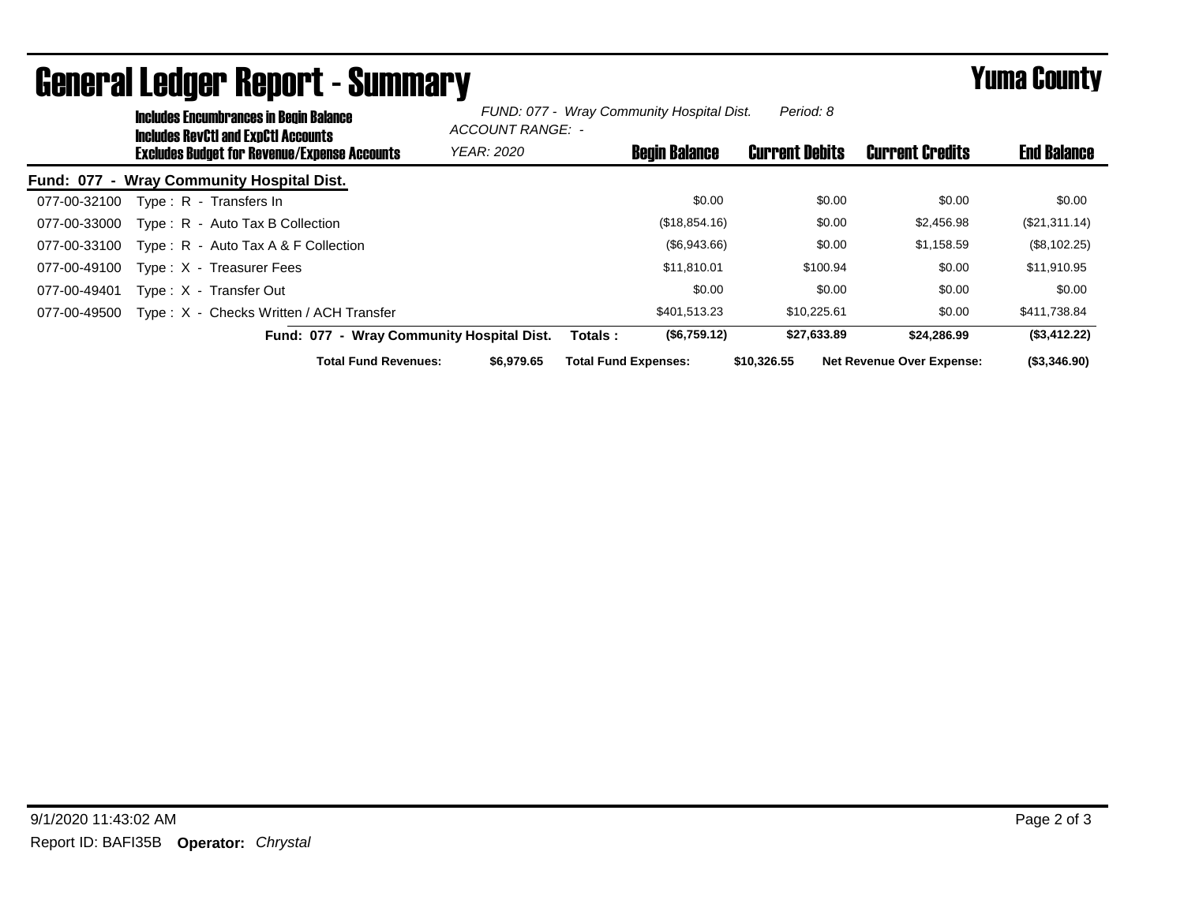# General Ledger Report - Summary

## Yuma County

**Includes Encumbrances in Begin Balance**
**Includes RevCtl and ExpCtl Accounts**
**Excludes Budget for Revenue/Expense Accounts**

*FUND: 077 - Wray Community Hospital Dist.* *Period: 8*
*ACCOUNT RANGE: -*
*YEAR: 2020*

| Account | Description | Begin Balance | Current Debits | Current Credits | End Balance |
|---|---|---|---|---|---|
| **Fund: 077 - Wray Community Hospital Dist.** | | | | | |
| 077-00-32100 | Type : R - Transfers In | $0.00 | $0.00 | $0.00 | $0.00 |
| 077-00-33000 | Type : R - Auto Tax B Collection | ($18,854.16) | $0.00 | $2,456.98 | ($21,311.14) |
| 077-00-33100 | Type : R - Auto Tax A & F Collection | ($6,943.66) | $0.00 | $1,158.59 | ($8,102.25) |
| 077-00-49100 | Type : X - Treasurer Fees | $11,810.01 | $100.94 | $0.00 | $11,910.95 |
| 077-00-49401 | Type : X - Transfer Out | $0.00 | $0.00 | $0.00 | $0.00 |
| 077-00-49500 | Type : X - Checks Written / ACH Transfer | $401,513.23 | $10,225.61 | $0.00 | $411,738.84 |
| | **Fund: 077 - Wray Community Hospital Dist. Totals :** | **($6,759.12)** | **$27,633.89** | **$24,286.99** | **($3,412.22)** |

**Total Fund Revenues:** **$6,979.65** **Total Fund Expenses:** **$10,326.55** **Net Revenue Over Expense:** **($3,346.90)**

9/1/2020 11:43:02 AM

Report ID: BAFI35B **Operator:** *Chrystal*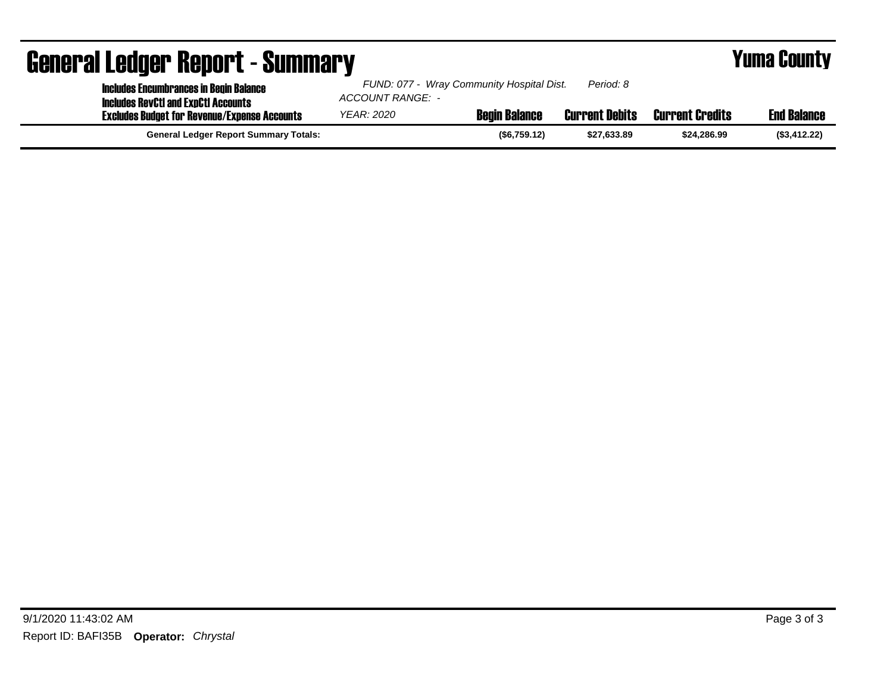# General Ledger Report - Summary

**Yuma County**

**Includes Encumbrances in Begin Balance**
**Includes RevCtl and ExpCtl Accounts**
**Excludes Budget for Revenue/Expense Accounts**

*FUND: 077 - Wray Community Hospital Dist.* *Period: 8*
*ACCOUNT RANGE: -*
*YEAR: 2020*

| | Begin Balance | Current Debits | Current Credits | End Balance |
|---|---|---|---|---|
| **General Ledger Report Summary Totals:** | **($6,759.12)** | **$27,633.89** | **$24,286.99** | **($3,412.22)** |

9/1/2020 11:43:02 AM

Report ID: BAFI35B **Operator:** *Chrystal*